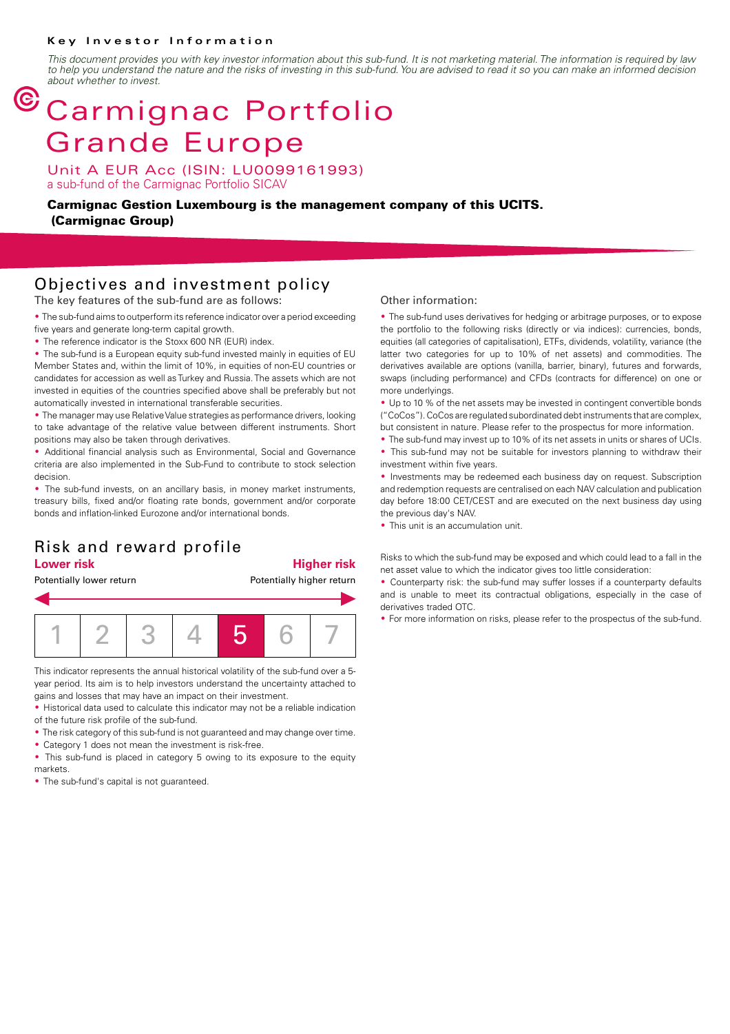Key Investor Information

*This document provides you with key investor information about this sub-fund. It is not marketing material. The information is required by law to help you understand the nature and the risks of investing in this sub-fund. You are advised to read it so you can make an informed decision about whether to invest.*

# Carmignac Portfolio Grande Europe

Unit A EUR Acc (ISIN: LU0099161993)
a sub-fund of the Carmignac Portfolio SICAV

**Carmignac Gestion Luxembourg is the management company of this UCITS. (Carmignac Group)**

## Objectives and investment policy

The key features of the sub-fund are as follows:

- The sub-fund aims to outperform its reference indicator over a period exceeding five years and generate long-term capital growth.
- The reference indicator is the Stoxx 600 NR (EUR) index.
- The sub-fund is a European equity sub-fund invested mainly in equities of EU Member States and, within the limit of 10%, in equities of non-EU countries or candidates for accession as well as Turkey and Russia. The assets which are not invested in equities of the countries specified above shall be preferably but not automatically invested in international transferable securities.
- The manager may use Relative Value strategies as performance drivers, looking to take advantage of the relative value between different instruments. Short positions may also be taken through derivatives.
- Additional financial analysis such as Environmental, Social and Governance criteria are also implemented in the Sub-Fund to contribute to stock selection decision.
- The sub-fund invests, on an ancillary basis, in money market instruments, treasury bills, fixed and/or floating rate bonds, government and/or corporate bonds and inflation-linked Eurozone and/or international bonds.

Other information:

- The sub-fund uses derivatives for hedging or arbitrage purposes, or to expose the portfolio to the following risks (directly or via indices): currencies, bonds, equities (all categories of capitalisation), ETFs, dividends, volatility, variance (the latter two categories for up to 10% of net assets) and commodities. The derivatives available are options (vanilla, barrier, binary), futures and forwards, swaps (including performance) and CFDs (contracts for difference) on one or more underlyings.
- Up to 10 % of the net assets may be invested in contingent convertible bonds ("CoCos"). CoCos are regulated subordinated debt instruments that are complex, but consistent in nature. Please refer to the prospectus for more information.
- The sub-fund may invest up to 10% of its net assets in units or shares of UCIs.
- This sub-fund may not be suitable for investors planning to withdraw their investment within five years.
- Investments may be redeemed each business day on request. Subscription and redemption requests are centralised on each NAV calculation and publication day before 18:00 CET/CEST and are executed on the next business day using the previous day's NAV.
- This unit is an accumulation unit.

## Risk and reward profile

**Lower risk** — **Higher risk**

Potentially lower return — Potentially higher return

| 1 | 2 | 3 | 4 | **5** | 6 | 7 |
|---|---|---|---|---|---|---|

This indicator represents the annual historical volatility of the sub-fund over a 5-year period. Its aim is to help investors understand the uncertainty attached to gains and losses that may have an impact on their investment.

- Historical data used to calculate this indicator may not be a reliable indication of the future risk profile of the sub-fund.
- The risk category of this sub-fund is not guaranteed and may change over time.
- Category 1 does not mean the investment is risk-free.
- This sub-fund is placed in category 5 owing to its exposure to the equity markets.
- The sub-fund's capital is not guaranteed.

Risks to which the sub-fund may be exposed and which could lead to a fall in the net asset value to which the indicator gives too little consideration:

- Counterparty risk: the sub-fund may suffer losses if a counterparty defaults and is unable to meet its contractual obligations, especially in the case of derivatives traded OTC.
- For more information on risks, please refer to the prospectus of the sub-fund.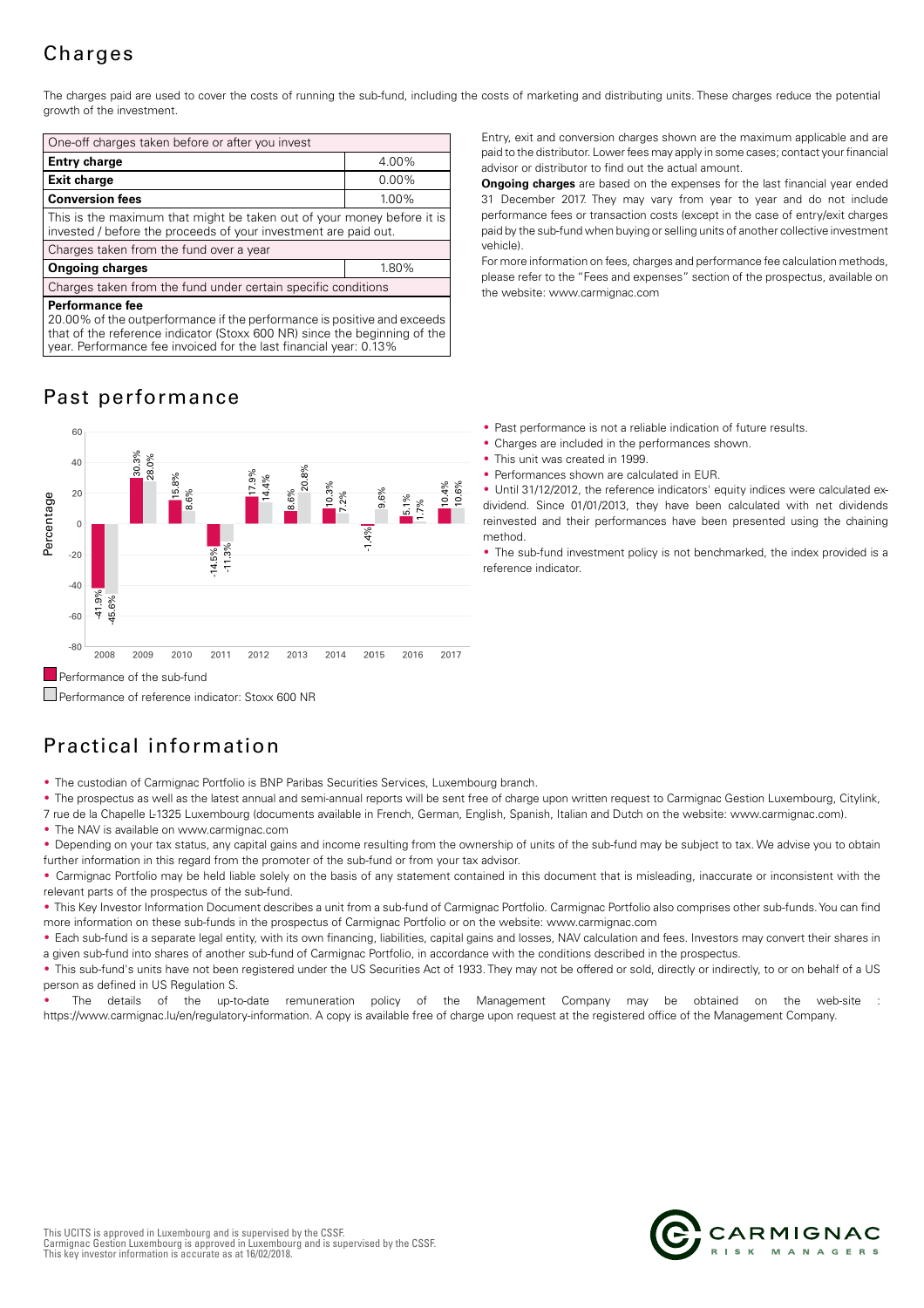# Charges

The charges paid are used to cover the costs of running the sub-fund, including the costs of marketing and distributing units. These charges reduce the potential growth of the investment.

| One-off charges taken before or after you invest | |
|---|---|
| **Entry charge** | 4.00% |
| **Exit charge** | 0.00% |
| **Conversion fees** | 1.00% |
| This is the maximum that might be taken out of your money before it is invested / before the proceeds of your investment are paid out. | |
| Charges taken from the fund over a year | |
| **Ongoing charges** | 1.80% |
| Charges taken from the fund under certain specific conditions | |
| **Performance fee** 20.00% of the outperformance if the performance is positive and exceeds that of the reference indicator (Stoxx 600 NR) since the beginning of the year. Performance fee invoiced for the last financial year: 0.13% | |

Entry, exit and conversion charges shown are the maximum applicable and are paid to the distributor. Lower fees may apply in some cases; contact your financial advisor or distributor to find out the actual amount.

**Ongoing charges** are based on the expenses for the last financial year ended 31 December 2017. They may vary from year to year and do not include performance fees or transaction costs (except in the case of entry/exit charges paid by the sub-fund when buying or selling units of another collective investment vehicle).

For more information on fees, charges and performance fee calculation methods, please refer to the "Fees and expenses" section of the prospectus, available on the website: www.carmignac.com

# Past performance

Percentage

60
40
20
0
-20
-40
-60
-80

2008: -41.9% / -45.6%
2009: 30.3% / 28.0%
2010: 15.8% / 8.6%
2011: -14.5% / -11.3%
2012: 17.9% / 14.4%
2013: 8.6% / 20.8%
2014: 10.3% / 7.2%
2015: -1.4% / 9.6%
2016: 5.1% / 1.7%
2017: 10.4% / 10.6%

Performance of the sub-fund

Performance of reference indicator: Stoxx 600 NR

- Past performance is not a reliable indication of future results.
- Charges are included in the performances shown.
- This unit was created in 1999.
- Performances shown are calculated in EUR.
- Until 31/12/2012, the reference indicators' equity indices were calculated ex-dividend. Since 01/01/2013, they have been calculated with net dividends reinvested and their performances have been presented using the chaining method.
- The sub-fund investment policy is not benchmarked, the index provided is a reference indicator.

# Practical information

- The custodian of Carmignac Portfolio is BNP Paribas Securities Services, Luxembourg branch.
- The prospectus as well as the latest annual and semi-annual reports will be sent free of charge upon written request to Carmignac Gestion Luxembourg, Citylink, 7 rue de la Chapelle L-1325 Luxembourg (documents available in French, German, English, Spanish, Italian and Dutch on the website: www.carmignac.com).
- The NAV is available on www.carmignac.com
- Depending on your tax status, any capital gains and income resulting from the ownership of units of the sub-fund may be subject to tax. We advise you to obtain further information in this regard from the promoter of the sub-fund or from your tax advisor.
- Carmignac Portfolio may be held liable solely on the basis of any statement contained in this document that is misleading, inaccurate or inconsistent with the relevant parts of the prospectus of the sub-fund.
- This Key Investor Information Document describes a unit from a sub-fund of Carmignac Portfolio. Carmignac Portfolio also comprises other sub-funds. You can find more information on these sub-funds in the prospectus of Carmignac Portfolio or on the website: www.carmignac.com
- Each sub-fund is a separate legal entity, with its own financing, liabilities, capital gains and losses, NAV calculation and fees. Investors may convert their shares in a given sub-fund into shares of another sub-fund of Carmignac Portfolio, in accordance with the conditions described in the prospectus.
- This sub-fund's units have not been registered under the US Securities Act of 1933. They may not be offered or sold, directly or indirectly, to or on behalf of a US person as defined in US Regulation S.
- The details of the up-to-date remuneration policy of the Management Company may be obtained on the web-site : https://www.carmignac.lu/en/regulatory-information. A copy is available free of charge upon request at the registered office of the Management Company.

This UCITS is approved in Luxembourg and is supervised by the CSSF.
Carmignac Gestion Luxembourg is approved in Luxembourg and is supervised by the CSSF.
This key investor information is accurate as at 16/02/2018.